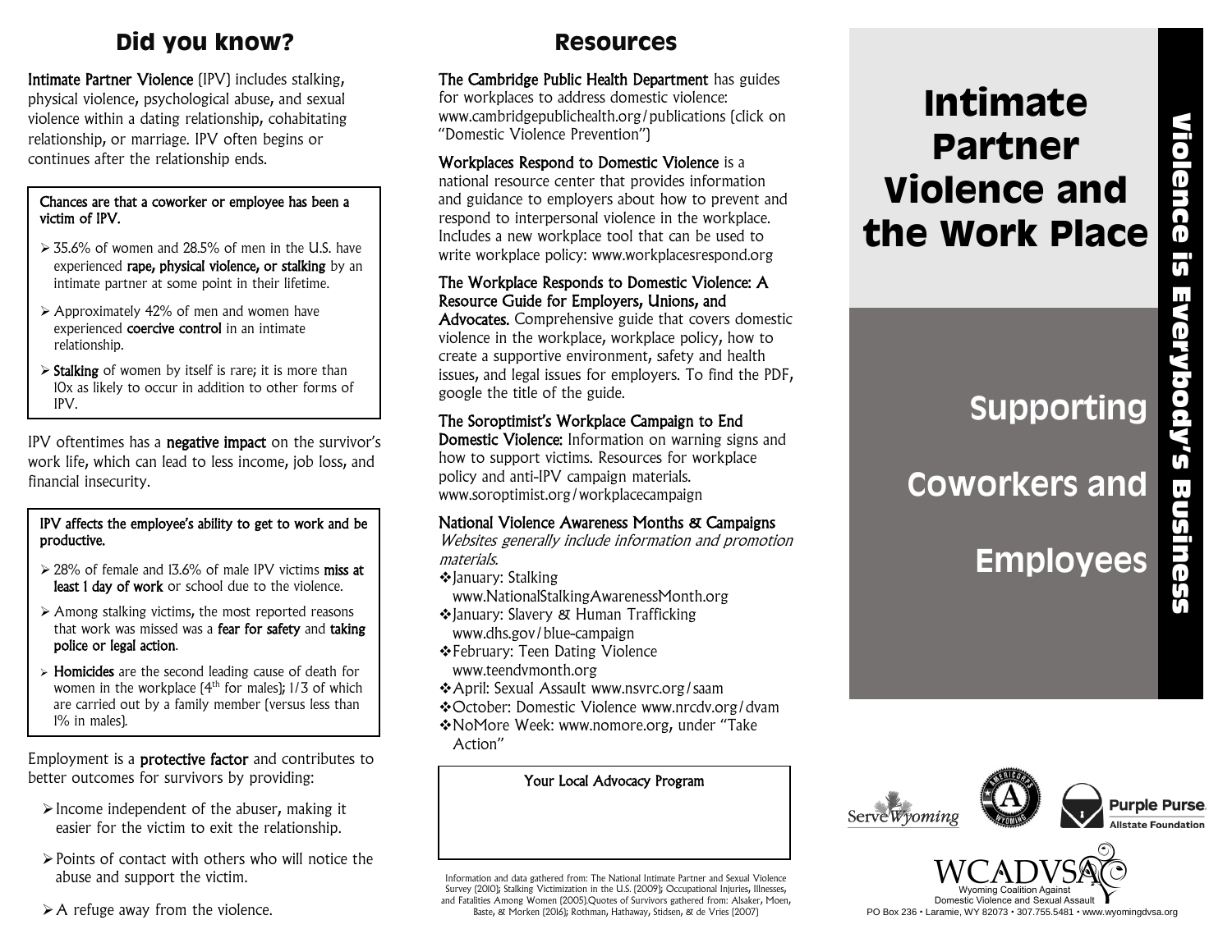## Did you know?

**Intimate Partner Violence** (IPV) includes stalking, physical violence, psychological abuse, and sexual violence within a dating relationship, cohabitating relationship, or marriage. IPV often begins or continues after the relationship ends.

**Chances are that a coworker or employee has been a victim of IPV.**

- 35.6% of women and 28.5% of men in the U.S. have experienced **rape, physical violence, or stalking** by an intimate partner at some point in their lifetime.
- Approximately 42% of men and women have experienced **coercive control** in an intimate relationship.
- **Stalking** of women by itself is rare; it is more than 10x as likely to occur in addition to other forms of IPV.

IPV oftentimes has a **negative impact** on the survivor's work life, which can lead to less income, job loss, and financial insecurity.

**IPV affects the employee's ability to get to work and be productive.**

- 28% of female and 13.6% of male IPV victims **miss at least 1 day of work** or school due to the violence.
- Among stalking victims, the most reported reasons that work was missed was a **fear for safety** and **taking police or legal action**.
- **Homicides** are the second leading cause of death for women in the workplace (4th for males); 1/3 of which are carried out by a family member (versus less than 1% in males).

Employment is a **protective factor** and contributes to better outcomes for survivors by providing:

- Income independent of the abuser, making it easier for the victim to exit the relationship.
- Points of contact with others who will notice the abuse and support the victim.
- A refuge away from the violence.

## Resources

**The Cambridge Public Health Department** has guides for workplaces to address domestic violence: www.cambridgepublichealth.org/publications (click on "Domestic Violence Prevention")

**Workplaces Respond to Domestic Violence** is a national resource center that provides information and guidance to employers about how to prevent and respond to interpersonal violence in the workplace. Includes a new workplace tool that can be used to write workplace policy: www.workplacesrespond.org

**The Workplace Responds to Domestic Violence: A Resource Guide for Employers, Unions, and Advocates.** Comprehensive guide that covers domestic violence in the workplace, workplace policy, how to create a supportive environment, safety and health issues, and legal issues for employers. To find the PDF, google the title of the guide.

**The Soroptimist's Workplace Campaign to End Domestic Violence:** Information on warning signs and how to support victims. Resources for workplace policy and anti-IPV campaign materials. www.soroptimist.org/workplacecampaign

**National Violence Awareness Months & Campaigns**

*Websites generally include information and promotion materials.*

- January: Stalking www.NationalStalkingAwarenessMonth.org
- January: Slavery & Human Trafficking www.dhs.gov/blue-campaign
- February: Teen Dating Violence www.teendvmonth.org
- April: Sexual Assault www.nsvrc.org/saam
- October: Domestic Violence www.nrcdv.org/dvam
- NoMore Week: www.nomore.org, under "Take Action"

**Your Local Advocacy Program**

Information and data gathered from: The National Intimate Partner and Sexual Violence Survey (2010); Stalking Victimization in the U.S. (2009); Occupational Injuries, Illnesses, and Fatalities Among Women (2005).Quotes of Survivors gathered from: Alsaker, Moen, Baste, & Morken (2016); Rothman, Hathaway, Stidsen, & de Vries (2007)

# Intimate Partner Violence and the Work Place

## Supporting Coworkers and Employees

**Violence is Everybody's Business**

ServeWyoming | AmeriCorps Wyoming | Purple Purse Allstate Foundation

WCADVSA
Wyoming Coalition Against Domestic Violence and Sexual Assault
PO Box 236 • Laramie, WY 82073 • 307.755.5481 • www.wyomingdvsa.org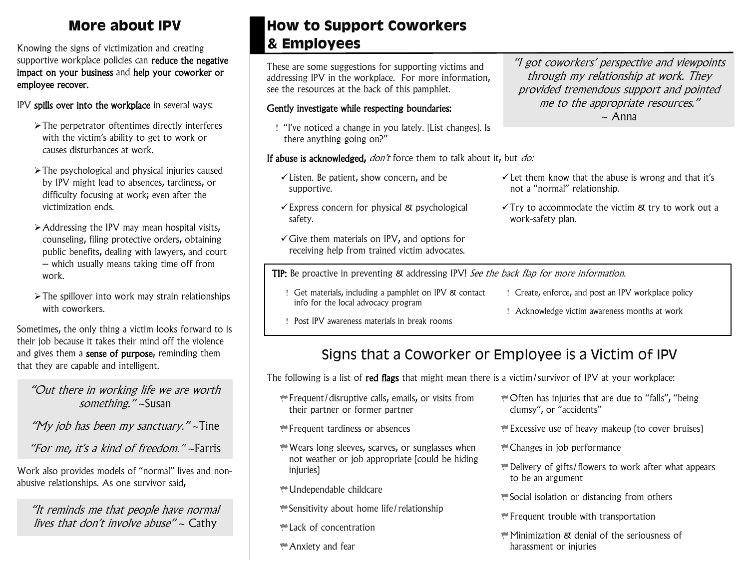## More about IPV

Knowing the signs of victimization and creating supportive workplace policies can **reduce the negative impact on your business** and **help your coworker or employee recover.**

IPV **spills over into the workplace** in several ways:

- The perpetrator oftentimes directly interferes with the victim's ability to get to work or causes disturbances at work.
- The psychological and physical injuries caused by IPV might lead to absences, tardiness, or difficulty focusing at work; even after the victimization ends.
- Addressing the IPV may mean hospital visits, counseling, filing protective orders, obtaining public benefits, dealing with lawyers, and court – which usually means taking time off from work.
- The spillover into work may strain relationships with coworkers.

Sometimes, the only thing a victim looks forward to is their job because it takes their mind off the violence and gives them a **sense of purpose**, reminding them that they are capable and intelligent.

> *"Out there in working life we are worth something."* ~Susan
>
> *"My job has been my sanctuary."* ~Tine
>
> *"For me, it's a kind of freedom."* ~Farris

Work also provides models of "normal" lives and non-abusive relationships. As one survivor said,

> *"It reminds me that people have normal lives that don't involve abuse"* ~ Cathy

## How to Support Coworkers & Employees

These are some suggestions for supporting victims and addressing IPV in the workplace. For more information, see the resources at the back of this pamphlet.

> *"I got coworkers' perspective and viewpoints through my relationship at work. They provided tremendous support and pointed me to the appropriate resources."*
> ~ Anna

**Gently investigate while respecting boundaries:**

- "I've noticed a change in you lately. [List changes]. Is there anything going on?"

**If abuse is acknowledged,** *don't* force them to talk about it, but *do:*

- ✓ Listen. Be patient, show concern, and be supportive.
- ✓ Express concern for physical & psychological safety.
- ✓ Give them materials on IPV, and options for receiving help from trained victim advocates.
- ✓ Let them know that the abuse is wrong and that it's not a "normal" relationship.
- ✓ Try to accommodate the victim & try to work out a work-safety plan.

**TIP:** Be proactive in preventing & addressing IPV! *See the back flap for more information.*

- Get materials, including a pamphlet on IPV & contact info for the local advocacy program
- Post IPV awareness materials in break rooms
- Create, enforce, and post an IPV workplace policy
- Acknowledge victim awareness months at work

## Signs that a Coworker or Employee is a Victim of IPV

The following is a list of **red flags** that might mean there is a victim/survivor of IPV at your workplace:

- Frequent/disruptive calls, emails, or visits from their partner or former partner
- Frequent tardiness or absences
- Wears long sleeves, scarves, or sunglasses when not weather or job appropriate (could be hiding injuries)
- Undependable childcare
- Sensitivity about home life/relationship
- Lack of concentration
- Anxiety and fear
- Often has injuries that are due to "falls", "being clumsy", or "accidents"
- Excessive use of heavy makeup (to cover bruises)
- Changes in job performance
- Delivery of gifts/flowers to work after what appears to be an argument
- Social isolation or distancing from others
- Frequent trouble with transportation
- Minimization & denial of the seriousness of harassment or injuries